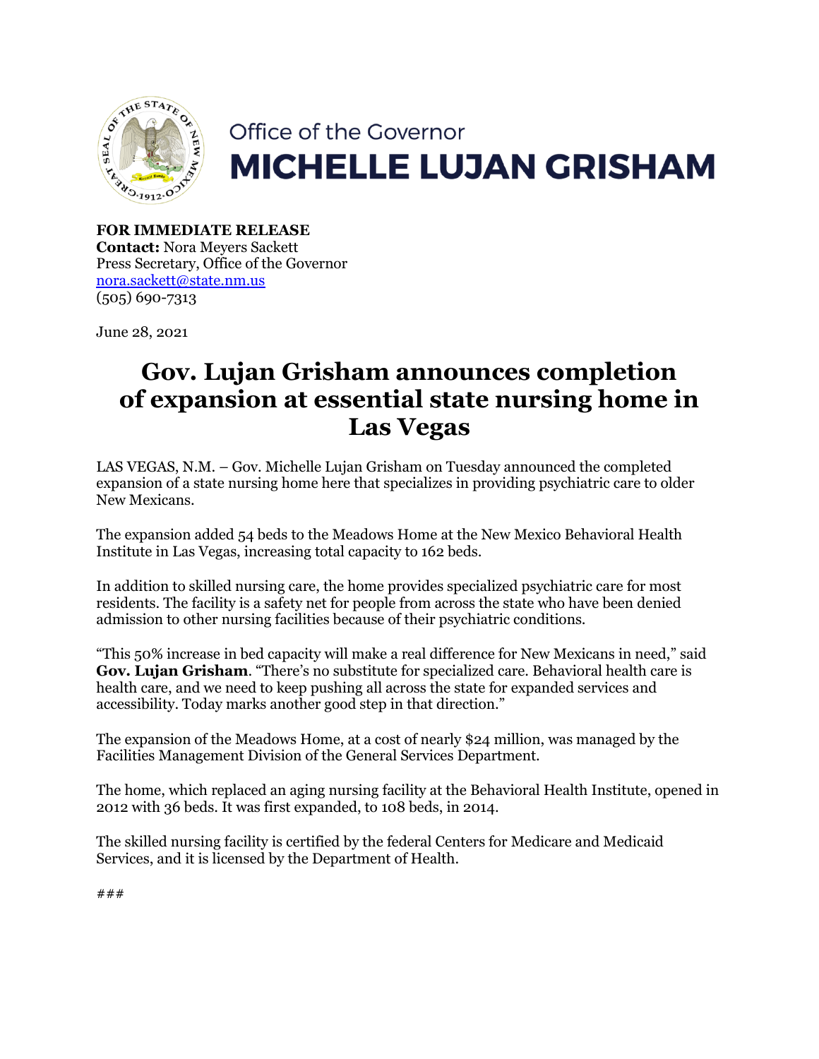Office of the Governor
**MICHELLE LUJAN GRISHAM**

**FOR IMMEDIATE RELEASE**
**Contact:** Nora Meyers Sackett
Press Secretary, Office of the Governor
nora.sackett@state.nm.us
(505) 690-7313

June 28, 2021

# Gov. Lujan Grisham announces completion of expansion at essential state nursing home in Las Vegas

LAS VEGAS, N.M. – Gov. Michelle Lujan Grisham on Tuesday announced the completed expansion of a state nursing home here that specializes in providing psychiatric care to older New Mexicans.

The expansion added 54 beds to the Meadows Home at the New Mexico Behavioral Health Institute in Las Vegas, increasing total capacity to 162 beds.

In addition to skilled nursing care, the home provides specialized psychiatric care for most residents. The facility is a safety net for people from across the state who have been denied admission to other nursing facilities because of their psychiatric conditions.

"This 50% increase in bed capacity will make a real difference for New Mexicans in need," said **Gov. Lujan Grisham**. "There's no substitute for specialized care. Behavioral health care is health care, and we need to keep pushing all across the state for expanded services and accessibility. Today marks another good step in that direction."

The expansion of the Meadows Home, at a cost of nearly $24 million, was managed by the Facilities Management Division of the General Services Department.

The home, which replaced an aging nursing facility at the Behavioral Health Institute, opened in 2012 with 36 beds. It was first expanded, to 108 beds, in 2014.

The skilled nursing facility is certified by the federal Centers for Medicare and Medicaid Services, and it is licensed by the Department of Health.

###